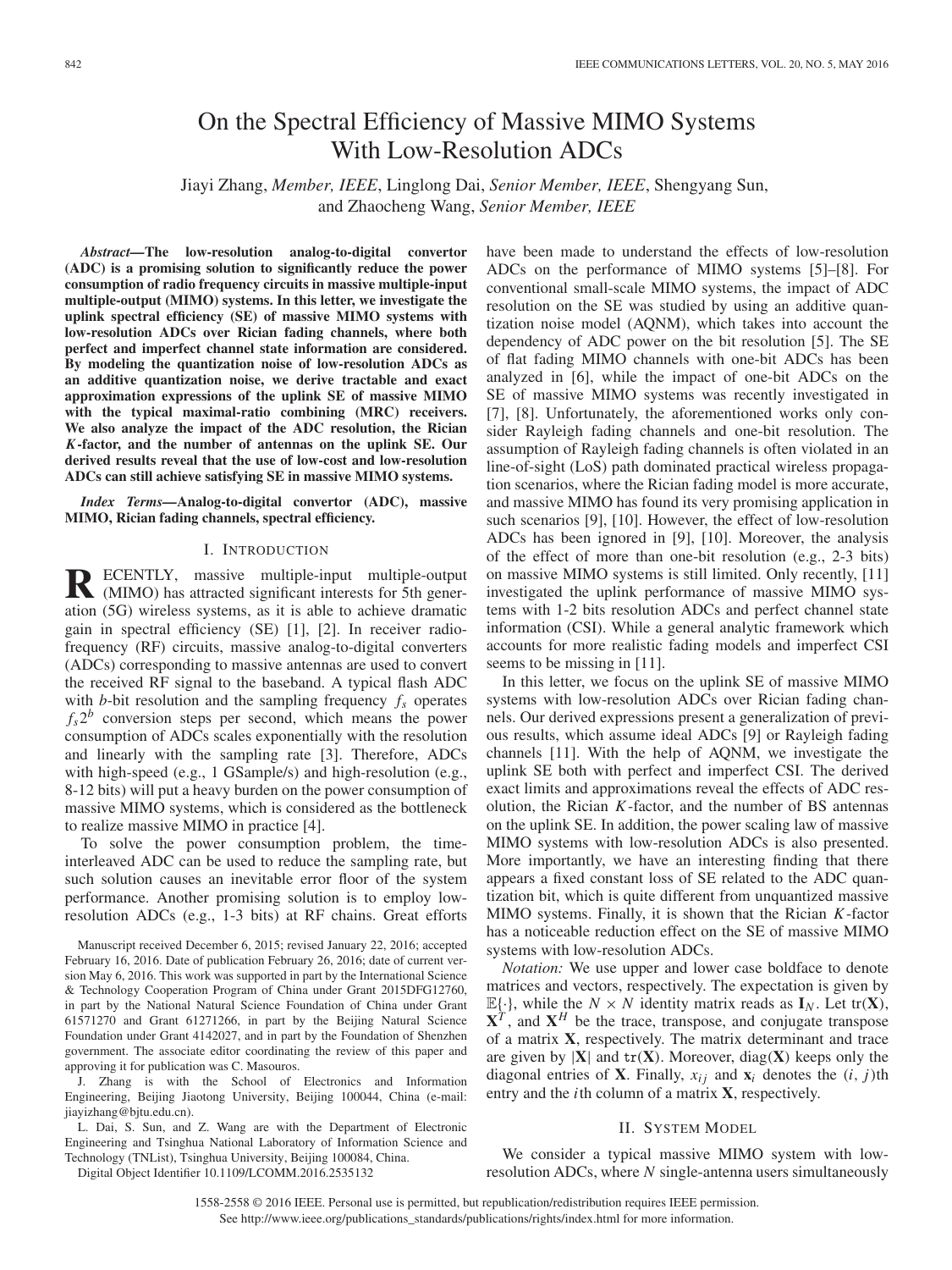# On the Spectral Efficiency of Massive MIMO Systems With Low-Resolution ADCs

Jiayi Zhang, *Member, IEEE*, Linglong Dai, *Senior Member, IEEE*, Shengyang Sun, and Zhaocheng Wang, *Senior Member, IEEE*

***Abstract*—The low-resolution analog-to-digital convertor (ADC) is a promising solution to significantly reduce the power consumption of radio frequency circuits in massive multiple-input multiple-output (MIMO) systems. In this letter, we investigate the uplink spectral efficiency (SE) of massive MIMO systems with low-resolution ADCs over Rician fading channels, where both perfect and imperfect channel state information are considered. By modeling the quantization noise of low-resolution ADCs as an additive quantization noise, we derive tractable and exact approximation expressions of the uplink SE of massive MIMO with the typical maximal-ratio combining (MRC) receivers. We also analyze the impact of the ADC resolution, the Rician *K*-factor, and the number of antennas on the uplink SE. Our derived results reveal that the use of low-cost and low-resolution ADCs can still achieve satisfying SE in massive MIMO systems.**

***Index Terms*—Analog-to-digital convertor (ADC), massive MIMO, Rician fading channels, spectral efficiency.**

## I. Introduction

RECENTLY, massive multiple-input multiple-output (MIMO) has attracted significant interests for 5th generation (5G) wireless systems, as it is able to achieve dramatic gain in spectral efficiency (SE) [1], [2]. In receiver radio-frequency (RF) circuits, massive analog-to-digital converters (ADCs) corresponding to massive antennas are used to convert the received RF signal to the baseband. A typical flash ADC with $b$-bit resolution and the sampling frequency $f_s$ operates $f_s 2^b$ conversion steps per second, which means the power consumption of ADCs scales exponentially with the resolution and linearly with the sampling rate [3]. Therefore, ADCs with high-speed (e.g., 1 GSample/s) and high-resolution (e.g., 8-12 bits) will put a heavy burden on the power consumption of massive MIMO systems, which is considered as the bottleneck to realize massive MIMO in practice [4].

To solve the power consumption problem, the time-interleaved ADC can be used to reduce the sampling rate, but such solution causes an inevitable error floor of the system performance. Another promising solution is to employ low-resolution ADCs (e.g., 1-3 bits) at RF chains. Great efforts have been made to understand the effects of low-resolution ADCs on the performance of MIMO systems [5]–[8]. For conventional small-scale MIMO systems, the impact of ADC resolution on the SE was studied by using an additive quantization noise model (AQNM), which takes into account the dependency of ADC power on the bit resolution [5]. The SE of flat fading MIMO channels with one-bit ADCs has been analyzed in [6], while the impact of one-bit ADCs on the SE of massive MIMO systems was recently investigated in [7], [8]. Unfortunately, the aforementioned works only consider Rayleigh fading channels and one-bit resolution. The assumption of Rayleigh fading channels is often violated in an line-of-sight (LoS) path dominated practical wireless propagation scenarios, where the Rician fading model is more accurate, and massive MIMO has found its very promising application in such scenarios [9], [10]. However, the effect of low-resolution ADCs has been ignored in [9], [10]. Moreover, the analysis of the effect of more than one-bit resolution (e.g., 2-3 bits) on massive MIMO systems is still limited. Only recently, [11] investigated the uplink performance of massive MIMO systems with 1-2 bits resolution ADCs and perfect channel state information (CSI). While a general analytic framework which accounts for more realistic fading models and imperfect CSI seems to be missing in [11].

In this letter, we focus on the uplink SE of massive MIMO systems with low-resolution ADCs over Rician fading channels. Our derived expressions present a generalization of previous results, which assume ideal ADCs [9] or Rayleigh fading channels [11]. With the help of AQNM, we investigate the uplink SE both with perfect and imperfect CSI. The derived exact limits and approximations reveal the effects of ADC resolution, the Rician $K$-factor, and the number of BS antennas on the uplink SE. In addition, the power scaling law of massive MIMO systems with low-resolution ADCs is also presented. More importantly, we have an interesting finding that there appears a fixed constant loss of SE related to the ADC quantization bit, which is quite different from unquantized massive MIMO systems. Finally, it is shown that the Rician $K$-factor has a noticeable reduction effect on the SE of massive MIMO systems with low-resolution ADCs.

*Notation:* We use upper and lower case boldface to denote matrices and vectors, respectively. The expectation is given by $\mathbb{E}\{\cdot\}$, while the $N \times N$ identity matrix reads as $\mathbf{I}_N$. Let tr($\mathbf{X}$), $\mathbf{X}^T$, and $\mathbf{X}^H$ be the trace, transpose, and conjugate transpose of a matrix $\mathbf{X}$, respectively. The matrix determinant and trace are given by $|\mathbf{X}|$ and $\mathtt{tr}(\mathbf{X})$. Moreover, diag($\mathbf{X}$) keeps only the diagonal entries of $\mathbf{X}$. Finally, $x_{ij}$ and $\mathbf{x}_i$ denotes the $(i, j)$th entry and the $i$th column of a matrix $\mathbf{X}$, respectively.

## II. System Model

We consider a typical massive MIMO system with low-resolution ADCs, where $N$ single-antenna users simultaneously

---

Manuscript received December 6, 2015; revised January 22, 2016; accepted February 16, 2016. Date of publication February 26, 2016; date of current version May 6, 2016. This work was supported in part by the International Science & Technology Cooperation Program of China under Grant 2015DFG12760, in part by the National Natural Science Foundation of China under Grant 61571270 and Grant 61271266, in part by the Beijing Natural Science Foundation under Grant 4142027, and in part by the Foundation of Shenzhen government. The associate editor coordinating the review of this paper and approving it for publication was C. Masouros.

J. Zhang is with the School of Electronics and Information Engineering, Beijing Jiaotong University, Beijing 100044, China (e-mail: jiayizhang@bjtu.edu.cn).

L. Dai, S. Sun, and Z. Wang are with the Department of Electronic Engineering and Tsinghua National Laboratory of Information Science and Technology (TNList), Tsinghua University, Beijing 100084, China.

Digital Object Identifier 10.1109/LCOMM.2016.2535132

1558-2558 © 2016 IEEE. Personal use is permitted, but republication/redistribution requires IEEE permission. See http://www.ieee.org/publications_standards/publications/rights/index.html for more information.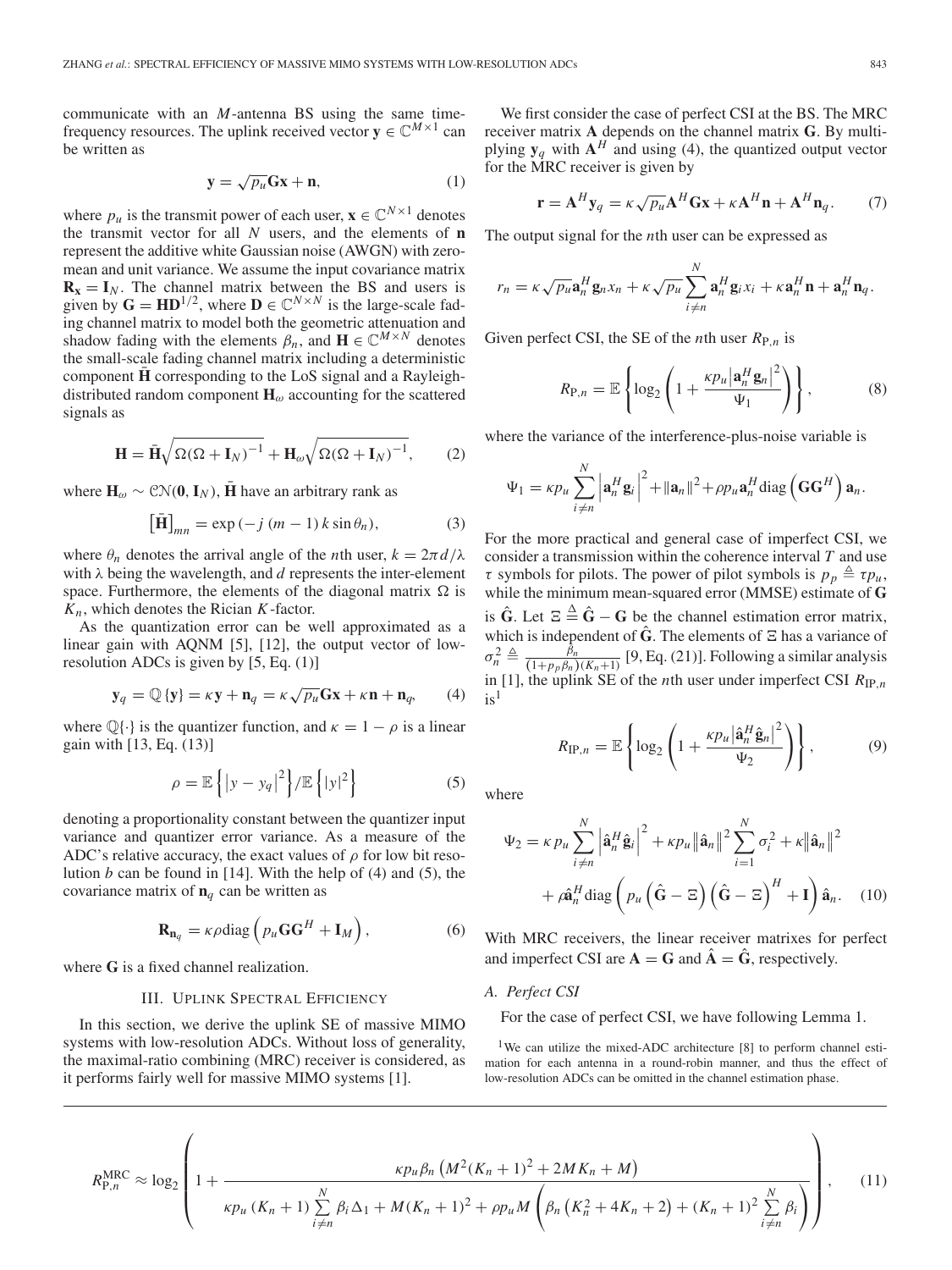communicate with an $M$-antenna BS using the same time-frequency resources. The uplink received vector $\mathbf{y} \in \mathbb{C}^{M\times 1}$ can be written as

$$\mathbf{y} = \sqrt{p_u}\mathbf{G}\mathbf{x} + \mathbf{n}, \tag{1}$$

where $p_u$ is the transmit power of each user, $\mathbf{x} \in \mathbb{C}^{N\times 1}$ denotes the transmit vector for all $N$ users, and the elements of $\mathbf{n}$ represent the additive white Gaussian noise (AWGN) with zero-mean and unit variance. We assume the input covariance matrix $\mathbf{R_x} = \mathbf{I}_N$. The channel matrix between the BS and users is given by $\mathbf{G} = \mathbf{H}\mathbf{D}^{1/2}$, where $\mathbf{D} \in \mathbb{C}^{N\times N}$ is the large-scale fading channel matrix to model both the geometric attenuation and shadow fading with the elements $\beta_n$, and $\mathbf{H} \in \mathbb{C}^{M\times N}$ denotes the small-scale fading channel matrix including a deterministic component $\bar{\mathbf{H}}$ corresponding to the LoS signal and a Rayleigh-distributed random component $\mathbf{H}_\omega$ accounting for the scattered signals as

$$\mathbf{H} = \bar{\mathbf{H}}\sqrt{\Omega(\Omega+\mathbf{I}_N)^{-1}} + \mathbf{H}_\omega\sqrt{\Omega(\Omega+\mathbf{I}_N)^{-1}}, \tag{2}$$

where $\mathbf{H}_\omega \sim \mathcal{CN}(\mathbf{0}, \mathbf{I}_N)$, $\bar{\mathbf{H}}$ have an arbitrary rank as

$$\left[\bar{\mathbf{H}}\right]_{mn} = \exp\left(-j\,(m-1)\,k\sin\theta_n\right), \tag{3}$$

where $\theta_n$ denotes the arrival angle of the $n$th user, $k = 2\pi d/\lambda$ with $\lambda$ being the wavelength, and $d$ represents the inter-element space. Furthermore, the elements of the diagonal matrix $\Omega$ is $K_n$, which denotes the Rician $K$-factor.

As the quantization error can be well approximated as a linear gain with AQNM [5], [12], the output vector of low-resolution ADCs is given by [5, Eq. (1)]

$$\mathbf{y}_q = \mathbb{Q}\{\mathbf{y}\} = \kappa\mathbf{y} + \mathbf{n}_q = \kappa\sqrt{p_u}\mathbf{G}\mathbf{x} + \kappa\mathbf{n} + \mathbf{n}_q, \tag{4}$$

where $\mathbb{Q}\{\cdot\}$ is the quantizer function, and $\kappa = 1-\rho$ is a linear gain with [13, Eq. (13)]

$$\rho = \mathbb{E}\left\{\left|y - y_q\right|^2\right\}/\mathbb{E}\left\{|y|^2\right\} \tag{5}$$

denoting a proportionality constant between the quantizer input variance and quantizer error variance. As a measure of the ADC's relative accuracy, the exact values of $\rho$ for low bit resolution $b$ can be found in [14]. With the help of (4) and (5), the covariance matrix of $\mathbf{n}_q$ can be written as

$$\mathbf{R}_{\mathbf{n}_q} = \kappa\rho\,\mathrm{diag}\left(p_u\mathbf{G}\mathbf{G}^H + \mathbf{I}_M\right), \tag{6}$$

where $\mathbf{G}$ is a fixed channel realization.

## III. Uplink Spectral Efficiency

In this section, we derive the uplink SE of massive MIMO systems with low-resolution ADCs. Without loss of generality, the maximal-ratio combining (MRC) receiver is considered, as it performs fairly well for massive MIMO systems [1].

We first consider the case of perfect CSI at the BS. The MRC receiver matrix $\mathbf{A}$ depends on the channel matrix $\mathbf{G}$. By multiplying $\mathbf{y}_q$ with $\mathbf{A}^H$ and using (4), the quantized output vector for the MRC receiver is given by

$$\mathbf{r} = \mathbf{A}^H\mathbf{y}_q = \kappa\sqrt{p_u}\mathbf{A}^H\mathbf{G}\mathbf{x} + \kappa\mathbf{A}^H\mathbf{n} + \mathbf{A}^H\mathbf{n}_q. \tag{7}$$

The output signal for the $n$th user can be expressed as

$$r_n = \kappa\sqrt{p_u}\mathbf{a}_n^H\mathbf{g}_n x_n + \kappa\sqrt{p_u}\sum_{i\neq n}^{N}\mathbf{a}_n^H\mathbf{g}_i x_i + \kappa\mathbf{a}_n^H\mathbf{n} + \mathbf{a}_n^H\mathbf{n}_q.$$

Given perfect CSI, the SE of the $n$th user $R_{\mathrm{P},n}$ is

$$R_{\mathrm{P},n} = \mathbb{E}\left\{\log_2\left(1 + \frac{\kappa p_u\left|\mathbf{a}_n^H\mathbf{g}_n\right|^2}{\Psi_1}\right)\right\}, \tag{8}$$

where the variance of the interference-plus-noise variable is

$$\Psi_1 = \kappa p_u\sum_{i\neq n}^{N}\left|\mathbf{a}_n^H\mathbf{g}_i\right|^2 + \|\mathbf{a}_n\|^2 + \rho p_u\mathbf{a}_n^H\mathrm{diag}\left(\mathbf{G}\mathbf{G}^H\right)\mathbf{a}_n.$$

For the more practical and general case of imperfect CSI, we consider a transmission within the coherence interval $T$ and use $\tau$ symbols for pilots. The power of pilot symbols is $p_p \triangleq \tau p_u$, while the minimum mean-squared error (MMSE) estimate of $\mathbf{G}$ is $\hat{\mathbf{G}}$. Let $\Xi \triangleq \hat{\mathbf{G}} - \mathbf{G}$ be the channel estimation error matrix, which is independent of $\hat{\mathbf{G}}$. The elements of $\Xi$ has a variance of $\sigma_n^2 \triangleq \frac{\beta_n}{(1+p_p\beta_n)(K_n+1)}$ [9, Eq. (21)]. Following a similar analysis in [1], the uplink SE of the $n$th user under imperfect CSI $R_{\mathrm{IP},n}$ is[1]

$$R_{\mathrm{IP},n} = \mathbb{E}\left\{\log_2\left(1 + \frac{\kappa p_u\left|\hat{\mathbf{a}}_n^H\hat{\mathbf{g}}_n\right|^2}{\Psi_2}\right)\right\}, \tag{9}$$

where

$$\Psi_2 = \kappa\, p_u\sum_{i\neq n}^{N}\left|\hat{\mathbf{a}}_n^H\hat{\mathbf{g}}_i\right|^2 + \kappa p_u\left\|\hat{\mathbf{a}}_n\right\|^2\sum_{i=1}^{N}\sigma_i^2 + \kappa\left\|\hat{\mathbf{a}}_n\right\|^2 + \rho\hat{\mathbf{a}}_n^H\mathrm{diag}\left(p_u\left(\hat{\mathbf{G}}-\Xi\right)\left(\hat{\mathbf{G}}-\Xi\right)^H + \mathbf{I}\right)\hat{\mathbf{a}}_n. \tag{10}$$

With MRC receivers, the linear receiver matrixes for perfect and imperfect CSI are $\mathbf{A} = \mathbf{G}$ and $\hat{\mathbf{A}} = \hat{\mathbf{G}}$, respectively.

### A. Perfect CSI

For the case of perfect CSI, we have following Lemma 1.

[1] We can utilize the mixed-ADC architecture [8] to perform channel estimation for each antenna in a round-robin manner, and thus the effect of low-resolution ADCs can be omitted in the channel estimation phase.

$$R_{\mathrm{P},n}^{\mathrm{MRC}} \approx \log_2\left(1 + \frac{\kappa p_u\beta_n\left(M^2(K_n+1)^2 + 2MK_n + M\right)}{\kappa p_u(K_n+1)\sum\limits_{i\neq n}^{N}\beta_i\Delta_1 + M(K_n+1)^2 + \rho p_u M\left(\beta_n\left(K_n^2+4K_n+2\right) + (K_n+1)^2\sum\limits_{i\neq n}^{N}\beta_i\right)}\right), \tag{11}$$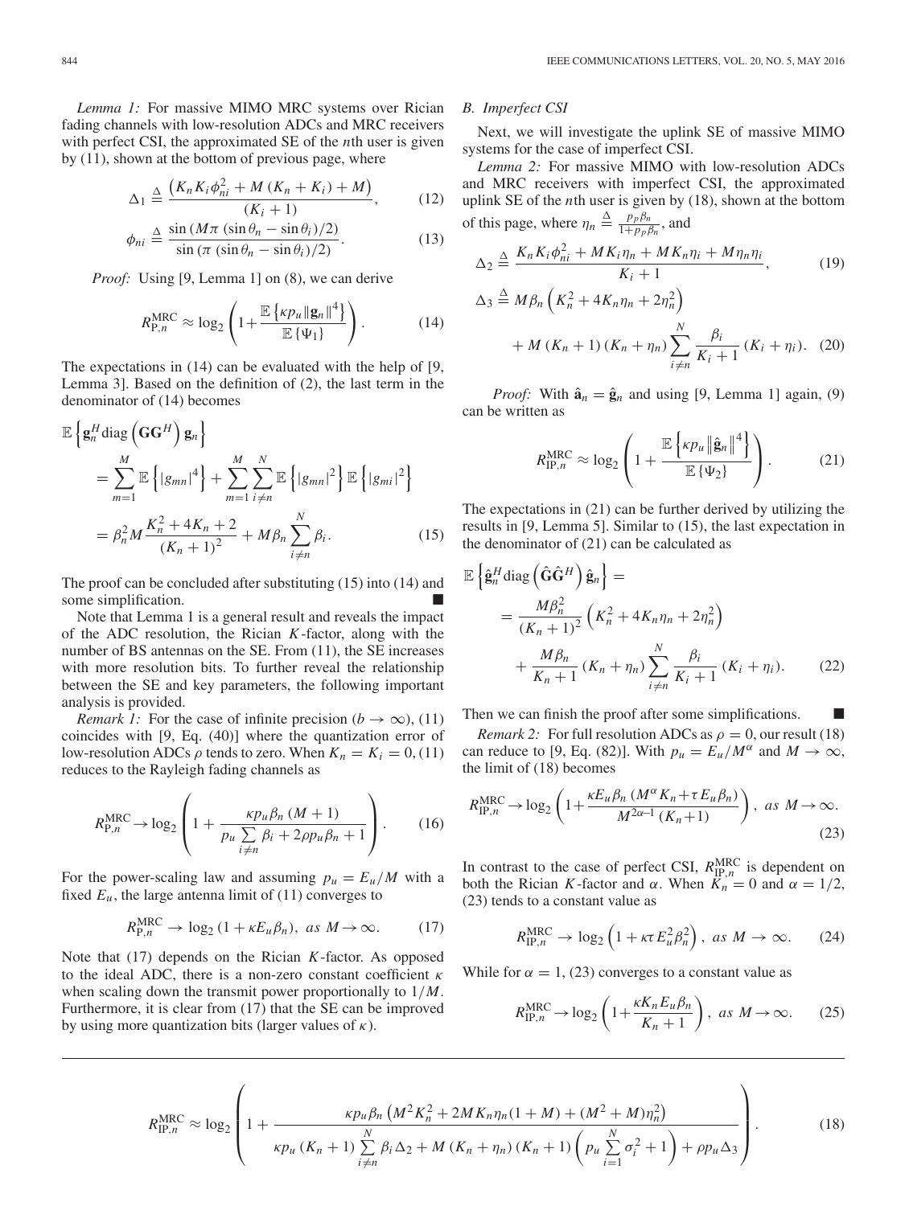*Lemma 1:* For massive MIMO MRC systems over Rician fading channels with low-resolution ADCs and MRC receivers with perfect CSI, the approximated SE of the $n$th user is given by (11), shown at the bottom of previous page, where

$$\Delta_1 \triangleq \frac{\left(K_n K_i \phi_{ni}^2 + M\left(K_n + K_i\right) + M\right)}{\left(K_i + 1\right)}, \tag{12}$$

$$\phi_{ni} \triangleq \frac{\sin\left(M\pi\left(\sin\theta_n - \sin\theta_i\right)/2\right)}{\sin\left(\pi\left(\sin\theta_n - \sin\theta_i\right)/2\right)}. \tag{13}$$

*Proof:* Using [9, Lemma 1] on (8), we can derive

$$R_{\mathrm{P},n}^{\mathrm{MRC}} \approx \log_2\left(1 + \frac{\mathbb{E}\left\{\kappa p_u \|\mathbf{g}_n\|^4\right\}}{\mathbb{E}\left\{\Psi_1\right\}}\right). \tag{14}$$

The expectations in (14) can be evaluated with the help of [9, Lemma 3]. Based on the definition of (2), the last term in the denominator of (14) becomes

$$\begin{aligned}
&\mathbb{E}\left\{\mathbf{g}_n^H \mathrm{diag}\left(\mathbf{G}\mathbf{G}^H\right)\mathbf{g}_n\right\} \\
&= \sum_{m=1}^{M}\mathbb{E}\left\{|g_{mn}|^4\right\} + \sum_{m=1}^{M}\sum_{i\neq n}^{N}\mathbb{E}\left\{|g_{mn}|^2\right\}\mathbb{E}\left\{|g_{mi}|^2\right\} \\
&= \beta_n^2 M \frac{K_n^2 + 4K_n + 2}{\left(K_n + 1\right)^2} + M\beta_n \sum_{i\neq n}^{N}\beta_i.
\end{aligned} \tag{15}$$

The proof can be concluded after substituting (15) into (14) and some simplification. ■

Note that Lemma 1 is a general result and reveals the impact of the ADC resolution, the Rician $K$-factor, along with the number of BS antennas on the SE. From (11), the SE increases with more resolution bits. To further reveal the relationship between the SE and key parameters, the following important analysis is provided.

*Remark 1:* For the case of infinite precision ($b \to \infty$), (11) coincides with [9, Eq. (40)] where the quantization error of low-resolution ADCs $\rho$ tends to zero. When $K_n = K_i = 0$, (11) reduces to the Rayleigh fading channels as

$$R_{\mathrm{P},n}^{\mathrm{MRC}} \to \log_2\left(1 + \frac{\kappa p_u \beta_n \left(M+1\right)}{p_u \sum\limits_{i\neq n}\beta_i + 2\rho p_u \beta_n + 1}\right). \tag{16}$$

For the power-scaling law and assuming $p_u = E_u/M$ with a fixed $E_u$, the large antenna limit of (11) converges to

$$R_{\mathrm{P},n}^{\mathrm{MRC}} \to \log_2\left(1 + \kappa E_u \beta_n\right),\ \ as\ M \to \infty. \tag{17}$$

Note that (17) depends on the Rician $K$-factor. As opposed to the ideal ADC, there is a non-zero constant coefficient $\kappa$ when scaling down the transmit power proportionally to $1/M$. Furthermore, it is clear from (17) that the SE can be improved by using more quantization bits (larger values of $\kappa$).

## B. Imperfect CSI

Next, we will investigate the uplink SE of massive MIMO systems for the case of imperfect CSI.

*Lemma 2:* For massive MIMO with low-resolution ADCs and MRC receivers with imperfect CSI, the approximated uplink SE of the $n$th user is given by (18), shown at the bottom of this page, where $\eta_n \triangleq \frac{p_p\beta_n}{1+p_p\beta_n}$, and

$$\Delta_2 \triangleq \frac{K_n K_i \phi_{ni}^2 + M K_i \eta_n + M K_n \eta_i + M\eta_n\eta_i}{K_i + 1}, \tag{19}$$

$$\begin{aligned}
\Delta_3 \triangleq\ & M\beta_n\left(K_n^2 + 4K_n\eta_n + 2\eta_n^2\right) \\
&+ M\left(K_n + 1\right)\left(K_n + \eta_n\right)\sum_{i\neq n}^{N}\frac{\beta_i}{K_i + 1}\left(K_i + \eta_i\right).
\end{aligned} \tag{20}$$

*Proof:* With $\hat{\mathbf{a}}_n = \hat{\mathbf{g}}_n$ and using [9, Lemma 1] again, (9) can be written as

$$R_{\mathrm{IP},n}^{\mathrm{MRC}} \approx \log_2\left(1 + \frac{\mathbb{E}\left\{\kappa p_u \|\hat{\mathbf{g}}_n\|^4\right\}}{\mathbb{E}\left\{\Psi_2\right\}}\right). \tag{21}$$

The expectations in (21) can be further derived by utilizing the results in [9, Lemma 5]. Similar to (15), the last expectation in the denominator of (21) can be calculated as

$$\begin{aligned}
&\mathbb{E}\left\{\hat{\mathbf{g}}_n^H \mathrm{diag}\left(\hat{\mathbf{G}}\hat{\mathbf{G}}^H\right)\hat{\mathbf{g}}_n\right\} = \\
&= \frac{M\beta_n^2}{\left(K_n + 1\right)^2}\left(K_n^2 + 4K_n\eta_n + 2\eta_n^2\right) \\
&\quad + \frac{M\beta_n}{K_n + 1}\left(K_n + \eta_n\right)\sum_{i\neq n}^{N}\frac{\beta_i}{K_i + 1}\left(K_i + \eta_i\right).
\end{aligned} \tag{22}$$

Then we can finish the proof after some simplifications. ■

*Remark 2:* For full resolution ADCs as $\rho = 0$, our result (18) can reduce to [9, Eq. (82)]. With $p_u = E_u/M^{\alpha}$ and $M \to \infty$, the limit of (18) becomes

$$R_{\mathrm{IP},n}^{\mathrm{MRC}} \to \log_2\left(1 + \frac{\kappa E_u \beta_n\left(M^{\alpha}K_n + \tau E_u \beta_n\right)}{M^{2\alpha-1}\left(K_n + 1\right)}\right),\ \ as\ M \to \infty. \tag{23}$$

In contrast to the case of perfect CSI, $R_{\mathrm{IP},n}^{\mathrm{MRC}}$ is dependent on both the Rician $K$-factor and $\alpha$. When $K_n = 0$ and $\alpha = 1/2$, (23) tends to a constant value as

$$R_{\mathrm{IP},n}^{\mathrm{MRC}} \to \log_2\left(1 + \kappa\tau E_u^2 \beta_n^2\right),\ \ as\ M \to \infty. \tag{24}$$

While for $\alpha = 1$, (23) converges to a constant value as

$$R_{\mathrm{IP},n}^{\mathrm{MRC}} \to \log_2\left(1 + \frac{\kappa K_n E_u \beta_n}{K_n + 1}\right),\ \ as\ M \to \infty. \tag{25}$$

$$R_{\mathrm{IP},n}^{\mathrm{MRC}} \approx \log_2\left(1 + \frac{\kappa p_u \beta_n\left(M^2K_n^2 + 2MK_n\eta_n(1+M) + (M^2+M)\eta_n^2\right)}{\kappa p_u\left(K_n + 1\right)\sum\limits_{i\neq n}^{N}\beta_i\Delta_2 + M\left(K_n + \eta_n\right)\left(K_n + 1\right)\left(p_u\sum\limits_{i=1}^{N}\sigma_i^2 + 1\right) + \rho p_u \Delta_3}\right). \tag{18}$$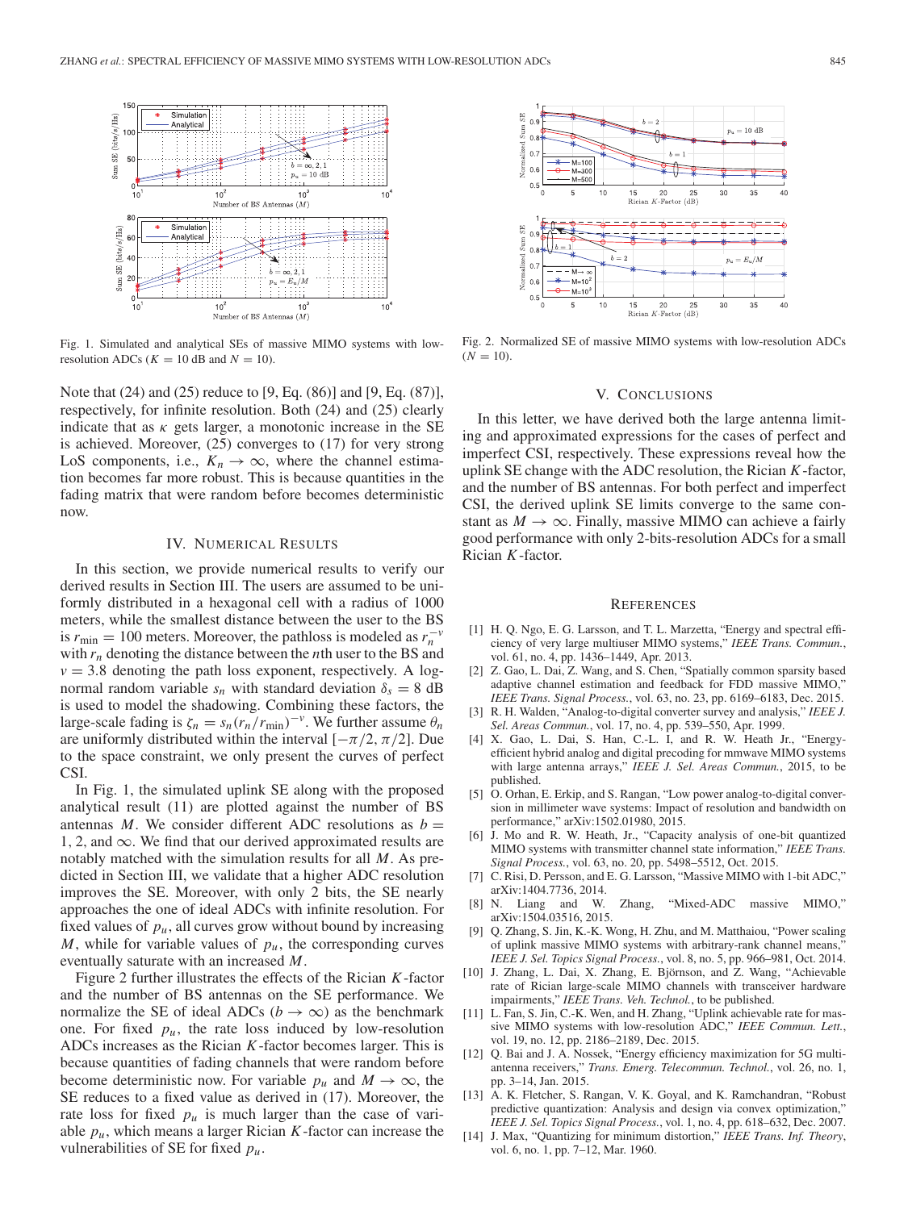Simulation
Analytical
Sum SE (bits/s/Hz)
$b = \infty, 2, 1$
$p_u = 10$ dB
Number of BS Antennas ($M$)

Simulation
Analytical
Sum SE (bits/s/Hz)
$b = \infty, 2, 1$
$p_u = E_u/M$
Number of BS Antennas ($M$)

Fig. 1. Simulated and analytical SEs of massive MIMO systems with low-resolution ADCs ($K = 10$ dB and $N = 10$).

Normalized Sum SE
$b = 2$
$b = 1$
$p_u = 10$ dB
M=100
M=300
M=500
Rician $K$-Factor (dB)

Normalized Sum SE
$b = 1$
$b = 2$
$p_u = E_u/M$
$M \to \infty$
M=$10^2$
M=$10^3$
Rician $K$-Factor (dB)

Fig. 2. Normalized SE of massive MIMO systems with low-resolution ADCs ($N = 10$).

Note that (24) and (25) reduce to [9, Eq. (86)] and [9, Eq. (87)], respectively, for infinite resolution. Both (24) and (25) clearly indicate that as $\kappa$ gets larger, a monotonic increase in the SE is achieved. Moreover, (25) converges to (17) for very strong LoS components, i.e., $K_n \to \infty$, where the channel estimation becomes far more robust. This is because quantities in the fading matrix that were random before becomes deterministic now.

## IV. Numerical Results

In this section, we provide numerical results to verify our derived results in Section III. The users are assumed to be uniformly distributed in a hexagonal cell with a radius of 1000 meters, while the smallest distance between the user to the BS is $r_{\min} = 100$ meters. Moreover, the pathloss is modeled as $r_n^{-v}$ with $r_n$ denoting the distance between the $n$th user to the BS and $v = 3.8$ denoting the path loss exponent, respectively. A log-normal random variable $s_n$ with standard deviation $\delta_s = 8$ dB is used to model the shadowing. Combining these factors, the large-scale fading is $\zeta_n = s_n(r_n/r_{\min})^{-v}$. We further assume $\theta_n$ are uniformly distributed within the interval $[-\pi/2, \pi/2]$. Due to the space constraint, we only present the curves of perfect CSI.

In Fig. 1, the simulated uplink SE along with the proposed analytical result (11) are plotted against the number of BS antennas $M$. We consider different ADC resolutions as $b = 1$, 2, and $\infty$. We find that our derived approximated results are notably matched with the simulation results for all $M$. As predicted in Section III, we validate that a higher ADC resolution improves the SE. Moreover, with only 2 bits, the SE nearly approaches the one of ideal ADCs with infinite resolution. For fixed values of $p_u$, all curves grow without bound by increasing $M$, while for variable values of $p_u$, the corresponding curves eventually saturate with an increased $M$.

Figure 2 further illustrates the effects of the Rician $K$-factor and the number of BS antennas on the SE performance. We normalize the SE of ideal ADCs ($b \to \infty$) as the benchmark one. For fixed $p_u$, the rate loss induced by low-resolution ADCs increases as the Rician $K$-factor becomes larger. This is because quantities of fading channels that were random before become deterministic now. For variable $p_u$ and $M \to \infty$, the SE reduces to a fixed value as derived in (17). Moreover, the rate loss for fixed $p_u$ is much larger than the case of variable $p_u$, which means a larger Rician $K$-factor can increase the vulnerabilities of SE for fixed $p_u$.

## V. Conclusions

In this letter, we have derived both the large antenna limiting and approximated expressions for the cases of perfect and imperfect CSI, respectively. These expressions reveal how the uplink SE change with the ADC resolution, the Rician $K$-factor, and the number of BS antennas. For both perfect and imperfect CSI, the derived uplink SE limits converge to the same constant as $M \to \infty$. Finally, massive MIMO can achieve a fairly good performance with only 2-bits-resolution ADCs for a small Rician $K$-factor.

## References

[1] H. Q. Ngo, E. G. Larsson, and T. L. Marzetta, "Energy and spectral efficiency of very large multiuser MIMO systems," *IEEE Trans. Commun.*, vol. 61, no. 4, pp. 1436–1449, Apr. 2013.

[2] Z. Gao, L. Dai, Z. Wang, and S. Chen, "Spatially common sparsity based adaptive channel estimation and feedback for FDD massive MIMO," *IEEE Trans. Signal Process.*, vol. 63, no. 23, pp. 6169–6183, Dec. 2015.

[3] R. H. Walden, "Analog-to-digital converter survey and analysis," *IEEE J. Sel. Areas Commun.*, vol. 17, no. 4, pp. 539–550, Apr. 1999.

[4] X. Gao, L. Dai, S. Han, C.-L. I, and R. W. Heath Jr., "Energy-efficient hybrid analog and digital precoding for mmwave MIMO systems with large antenna arrays," *IEEE J. Sel. Areas Commun.*, 2015, to be published.

[5] O. Orhan, E. Erkip, and S. Rangan, "Low power analog-to-digital conversion in millimeter wave systems: Impact of resolution and bandwidth on performance," arXiv:1502.01980, 2015.

[6] J. Mo and R. W. Heath, Jr., "Capacity analysis of one-bit quantized MIMO systems with transmitter channel state information," *IEEE Trans. Signal Process.*, vol. 63, no. 20, pp. 5498–5512, Oct. 2015.

[7] C. Risi, D. Persson, and E. G. Larsson, "Massive MIMO with 1-bit ADC," arXiv:1404.7736, 2014.

[8] N. Liang and W. Zhang, "Mixed-ADC massive MIMO," arXiv:1504.03516, 2015.

[9] Q. Zhang, S. Jin, K.-K. Wong, H. Zhu, and M. Matthaiou, "Power scaling of uplink massive MIMO systems with arbitrary-rank channel means," *IEEE J. Sel. Topics Signal Process.*, vol. 8, no. 5, pp. 966–981, Oct. 2014.

[10] J. Zhang, L. Dai, X. Zhang, E. Björnson, and Z. Wang, "Achievable rate of Rician large-scale MIMO channels with transceiver hardware impairments," *IEEE Trans. Veh. Technol.*, to be published.

[11] L. Fan, S. Jin, C.-K. Wen, and H. Zhang, "Uplink achievable rate for massive MIMO systems with low-resolution ADC," *IEEE Commun. Lett.*, vol. 19, no. 12, pp. 2186–2189, Dec. 2015.

[12] Q. Bai and J. A. Nossek, "Energy efficiency maximization for 5G multi-antenna receivers," *Trans. Emerg. Telecommun. Technol.*, vol. 26, no. 1, pp. 3–14, Jan. 2015.

[13] A. K. Fletcher, S. Rangan, V. K. Goyal, and K. Ramchandran, "Robust predictive quantization: Analysis and design via convex optimization," *IEEE J. Sel. Topics Signal Process.*, vol. 1, no. 4, pp. 618–632, Dec. 2007.

[14] J. Max, "Quantizing for minimum distortion," *IEEE Trans. Inf. Theory*, vol. 6, no. 1, pp. 7–12, Mar. 1960.